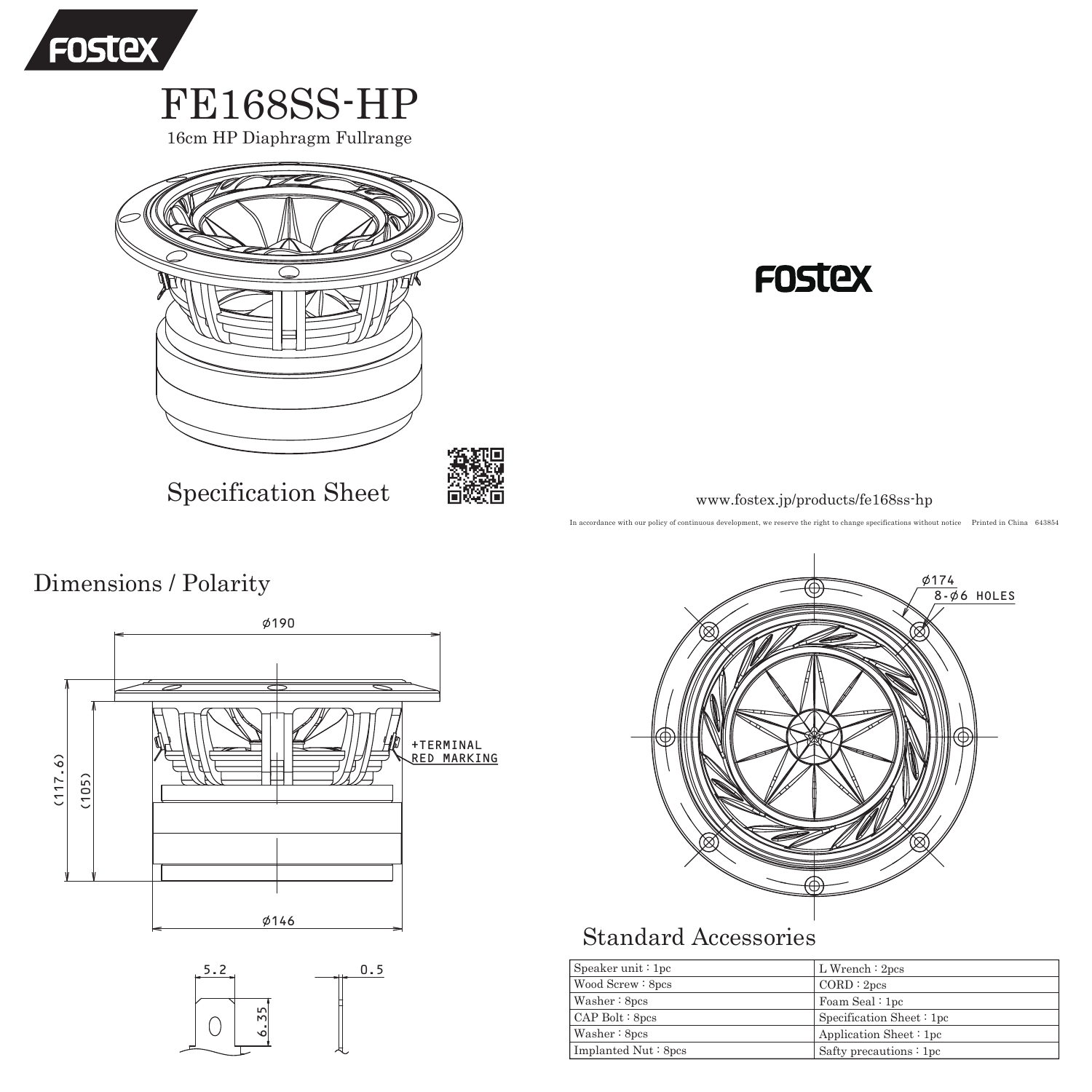# FE168SS-HP

16cm HP Diaphragm Fullrange

Specification Sheet

www.fostex.jp/products/fe168ss-hp

In accordance with our policy of continuous development, we reserve the right to change specifications without notice Printed in China 643854

## Dimensions / Polarity

ø190

(117.6)

(105)

+TERMINAL
RED MARKING

ø146

5.2

6.35

0.5

ø174

8-ø6 HOLES

## Standard Accessories

| | |
|---|---|
| Speaker unit : 1pc | L Wrench : 2pcs |
| Wood Screw : 8pcs | CORD : 2pcs |
| Washer : 8pcs | Foam Seal : 1pc |
| CAP Bolt : 8pcs | Specification Sheet : 1pc |
| Washer : 8pcs | Application Sheet : 1pc |
| Implanted Nut : 8pcs | Safty precautions : 1pc |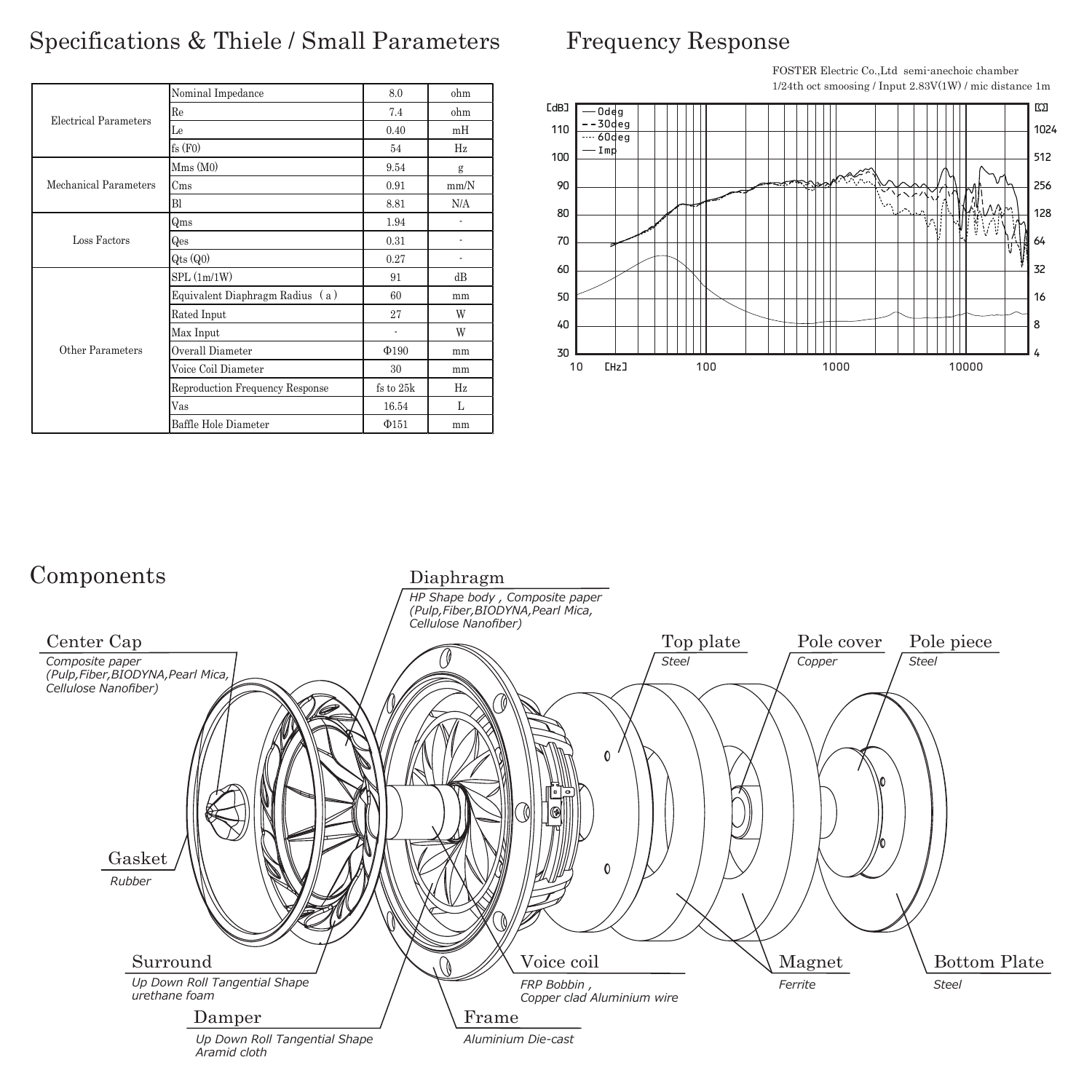## Specifications & Thiele / Small Parameters

| | | | |
|---|---|---|---|
| Electrical Parameters | Nominal Impedance | 8.0 | ohm |
| | Re | 7.4 | ohm |
| | Le | 0.40 | mH |
| | fs (F0) | 54 | Hz |
| Mechanical Parameters | Mms (M0) | 9.54 | g |
| | Cms | 0.91 | mm/N |
| | Bl | 8.81 | N/A |
| Loss Factors | Qms | 1.94 | - |
| | Qes | 0.31 | - |
| | Qts (Q0) | 0.27 | - |
| Other Parameters | SPL (1m/1W) | 91 | dB |
| | Equivalent Diaphragm Radius (a) | 60 | mm |
| | Rated Input | 27 | W |
| | Max Input | - | W |
| | Overall Diameter | Φ190 | mm |
| | Voice Coil Diameter | 30 | mm |
| | Reproduction Frequency Response | fs to 25k | Hz |
| | Vas | 16.54 | L |
| | Baffle Hole Diameter | Φ151 | mm |

## Frequency Response

FOSTER Electric Co.,Ltd semi-anechoic chamber
1/24th oct smoosing / Input 2.83V(1W) / mic distance 1m

## Components

**Diaphragm**
*HP Shape body , Composite paper (Pulp,Fiber,BIODYNA,Pearl Mica, Cellulose Nanofiber)*

**Center Cap**
*Composite paper (Pulp,Fiber,BIODYNA,Pearl Mica, Cellulose Nanofiber)*

**Top plate**
*Steel*

**Pole cover**
*Copper*

**Pole piece**
*Steel*

**Gasket**
*Rubber*

**Surround**
*Up Down Roll Tangential Shape urethane foam*

**Damper**
*Up Down Roll Tangential Shape Aramid cloth*

**Voice coil**
*FRP Bobbin , Copper clad Aluminium wire*

**Frame**
*Aluminium Die-cast*

**Magnet**
*Ferrite*

**Bottom Plate**
*Steel*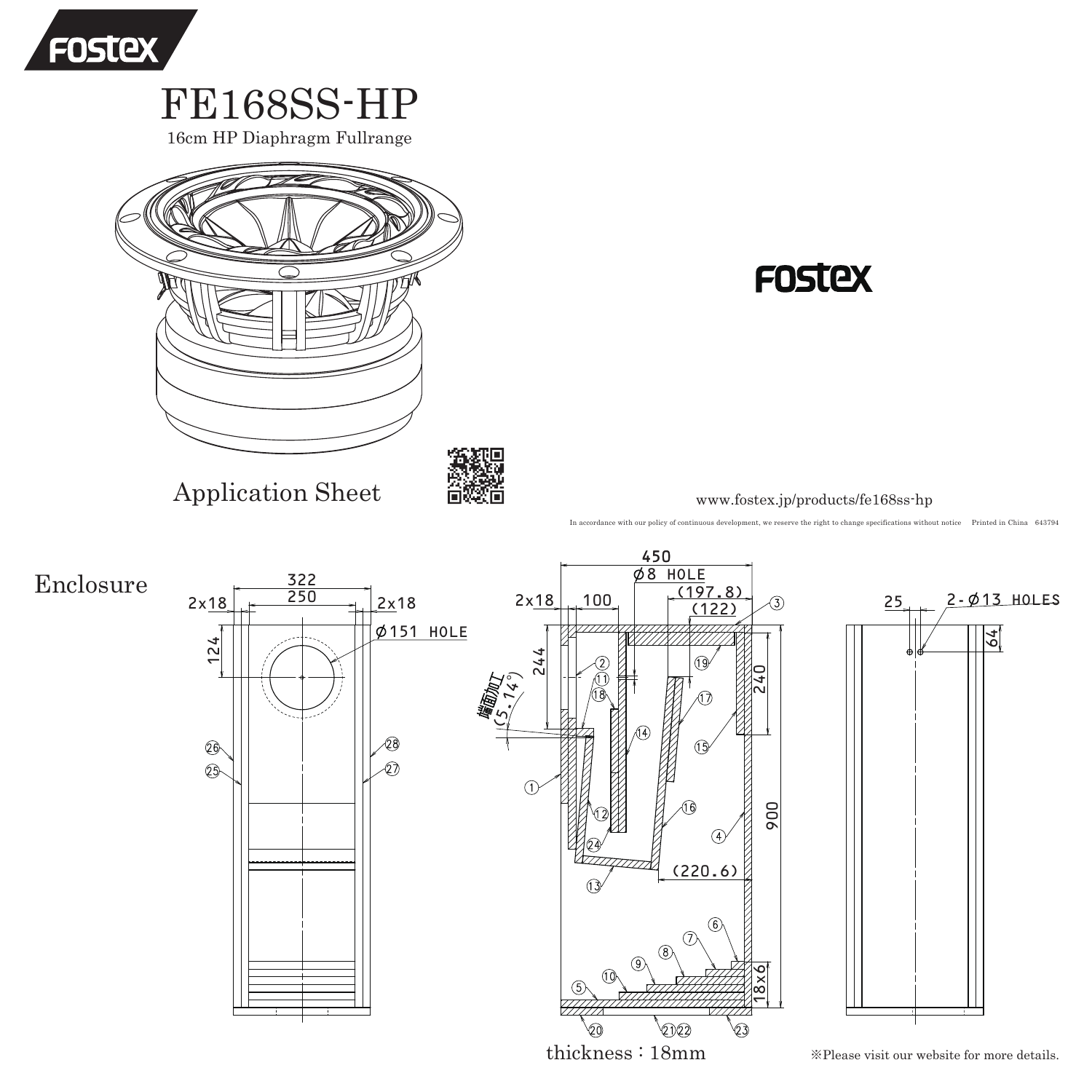# FE168SS-HP

16cm HP Diaphragm Fullrange

Application Sheet

www.fostex.jp/products/fe168ss-hp

In accordance with our policy of continuous development, we reserve the right to change specifications without notice Printed in China 643794

## Enclosure

thickness : 18mm

※Please visit our website for more details.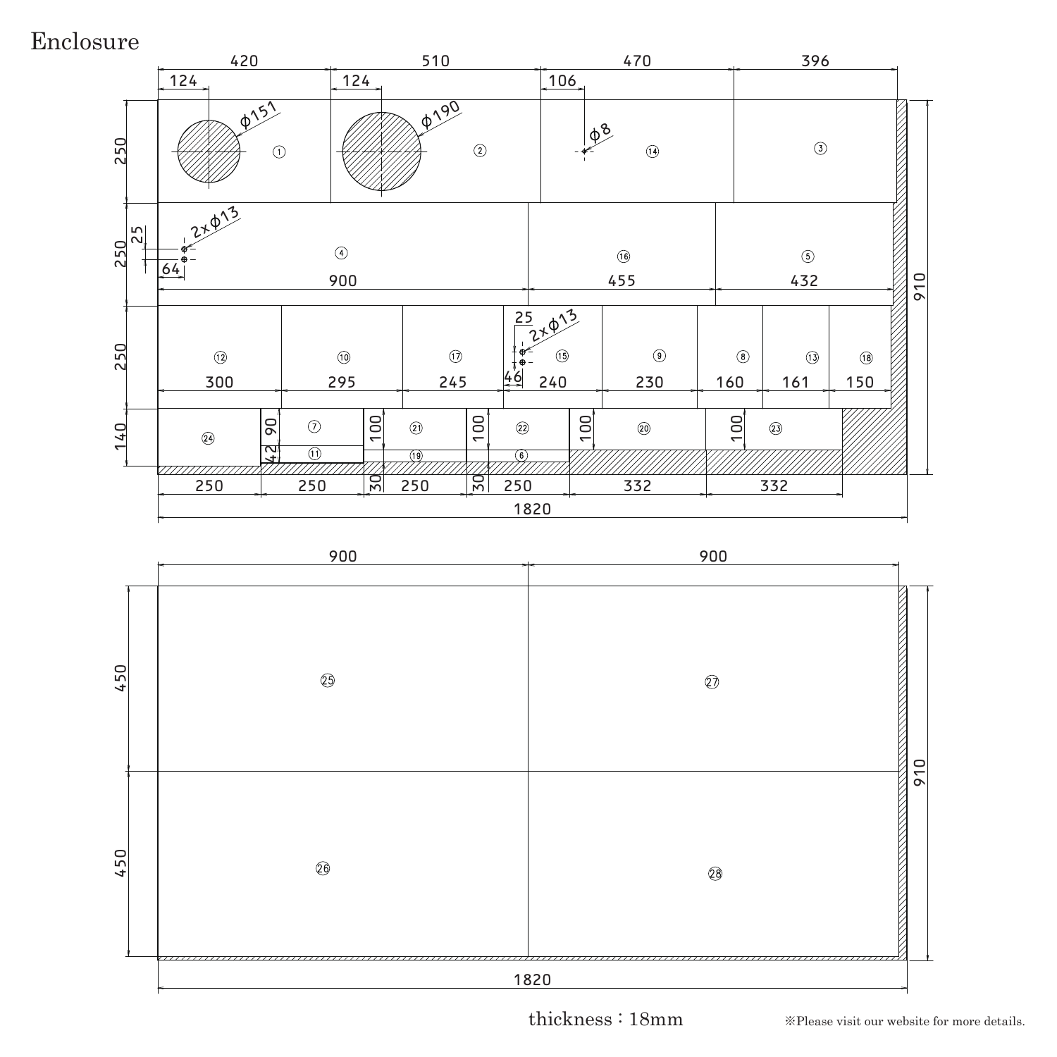# Enclosure

420 510 470 396

124 124 106

φ151 φ190 φ8

① ② ⑭ ③

250 250 250 140

25 2xφ13 64

④ ⑯ ⑤

900 455 432

910

25 2xφ13 46

⑫ ⑩ ⑰ ⑮ ⑨ ⑧ ⑬ ⑱

300 295 245 240 230 160 161 150

90 42 100 100 100 100 30 30

㉔ ⑦ ⑪ ㉑ ⑲ ㉒ ⑥ ⑳ ㉓

250 250 250 250 332 332

1820

900 900

450 450

㉕ ㉗ ㉖ ㉘

910

1820

thickness：18mm

※Please visit our website for more details.